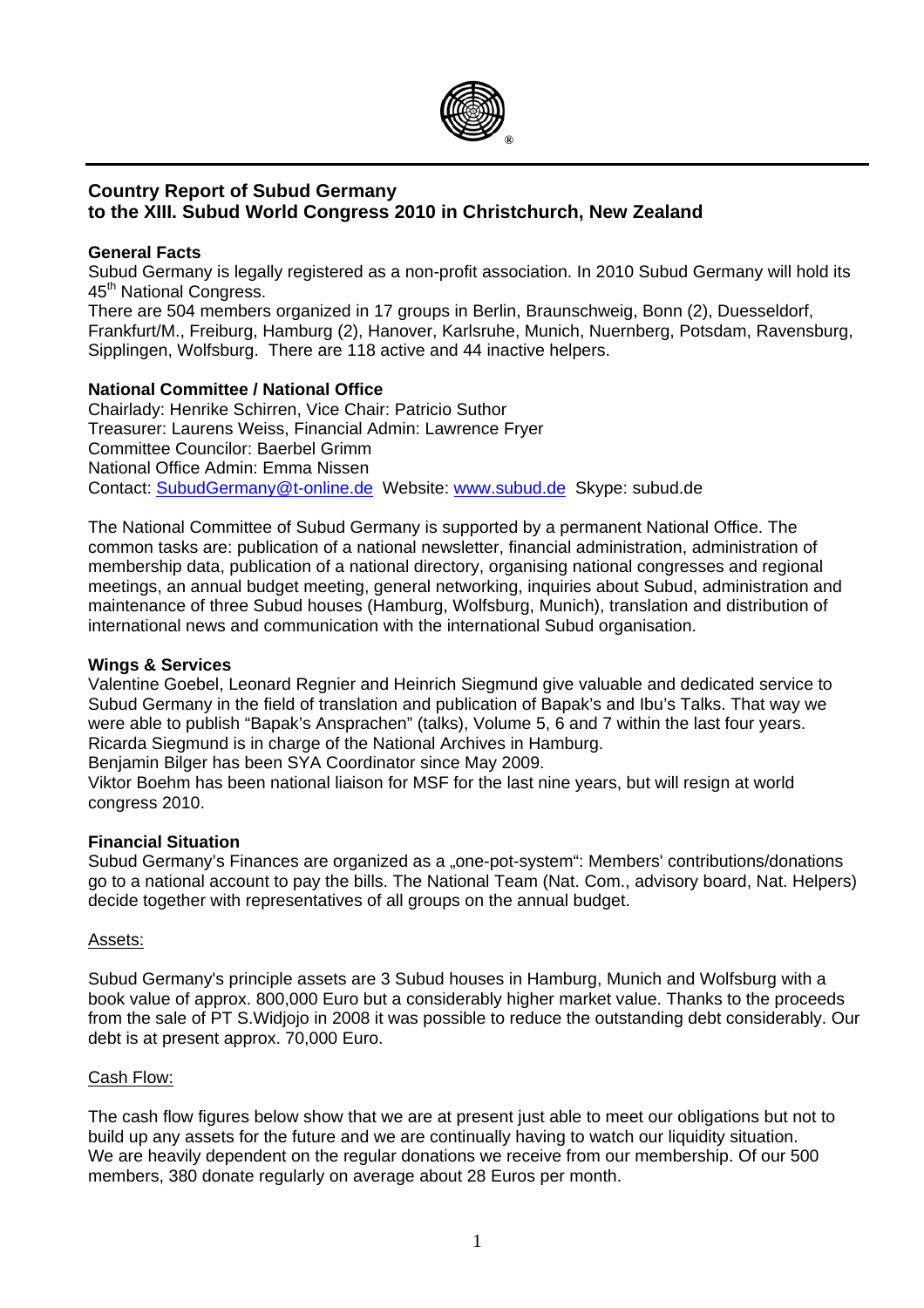# Country Report of Subud Germany to the XIII. Subud World Congress 2010 in Christchurch, New Zealand

**General Facts**

Subud Germany is legally registered as a non-profit association. In 2010 Subud Germany will hold its 45th National Congress.

There are 504 members organized in 17 groups in Berlin, Braunschweig, Bonn (2), Duesseldorf, Frankfurt/M., Freiburg, Hamburg (2), Hanover, Karlsruhe, Munich, Nuernberg, Potsdam, Ravensburg, Sipplingen, Wolfsburg. There are 118 active and 44 inactive helpers.

**National Committee / National Office**

Chairlady: Henrike Schirren, Vice Chair: Patricio Suthor
Treasurer: Laurens Weiss, Financial Admin: Lawrence Fryer
Committee Councilor: Baerbel Grimm
National Office Admin: Emma Nissen
Contact: SubudGermany@t-online.de Website: www.subud.de Skype: subud.de

The National Committee of Subud Germany is supported by a permanent National Office. The common tasks are: publication of a national newsletter, financial administration, administration of membership data, publication of a national directory, organising national congresses and regional meetings, an annual budget meeting, general networking, inquiries about Subud, administration and maintenance of three Subud houses (Hamburg, Wolfsburg, Munich), translation and distribution of international news and communication with the international Subud organisation.

**Wings & Services**

Valentine Goebel, Leonard Regnier and Heinrich Siegmund give valuable and dedicated service to Subud Germany in the field of translation and publication of Bapak's and Ibu's Talks. That way we were able to publish "Bapak's Ansprachen" (talks), Volume 5, 6 and 7 within the last four years.
Ricarda Siegmund is in charge of the National Archives in Hamburg.
Benjamin Bilger has been SYA Coordinator since May 2009.
Viktor Boehm has been national liaison for MSF for the last nine years, but will resign at world congress 2010.

**Financial Situation**

Subud Germany's Finances are organized as a „one-pot-system": Members' contributions/donations go to a national account to pay the bills. The National Team (Nat. Com., advisory board, Nat. Helpers) decide together with representatives of all groups on the annual budget.

Assets:

Subud Germany's principle assets are 3 Subud houses in Hamburg, Munich and Wolfsburg with a book value of approx. 800,000 Euro but a considerably higher market value. Thanks to the proceeds from the sale of PT S.Widjojo in 2008 it was possible to reduce the outstanding debt considerably. Our debt is at present approx. 70,000 Euro.

Cash Flow:

The cash flow figures below show that we are at present just able to meet our obligations but not to build up any assets for the future and we are continually having to watch our liquidity situation.
We are heavily dependent on the regular donations we receive from our membership. Of our 500 members, 380 donate regularly on average about 28 Euros per month.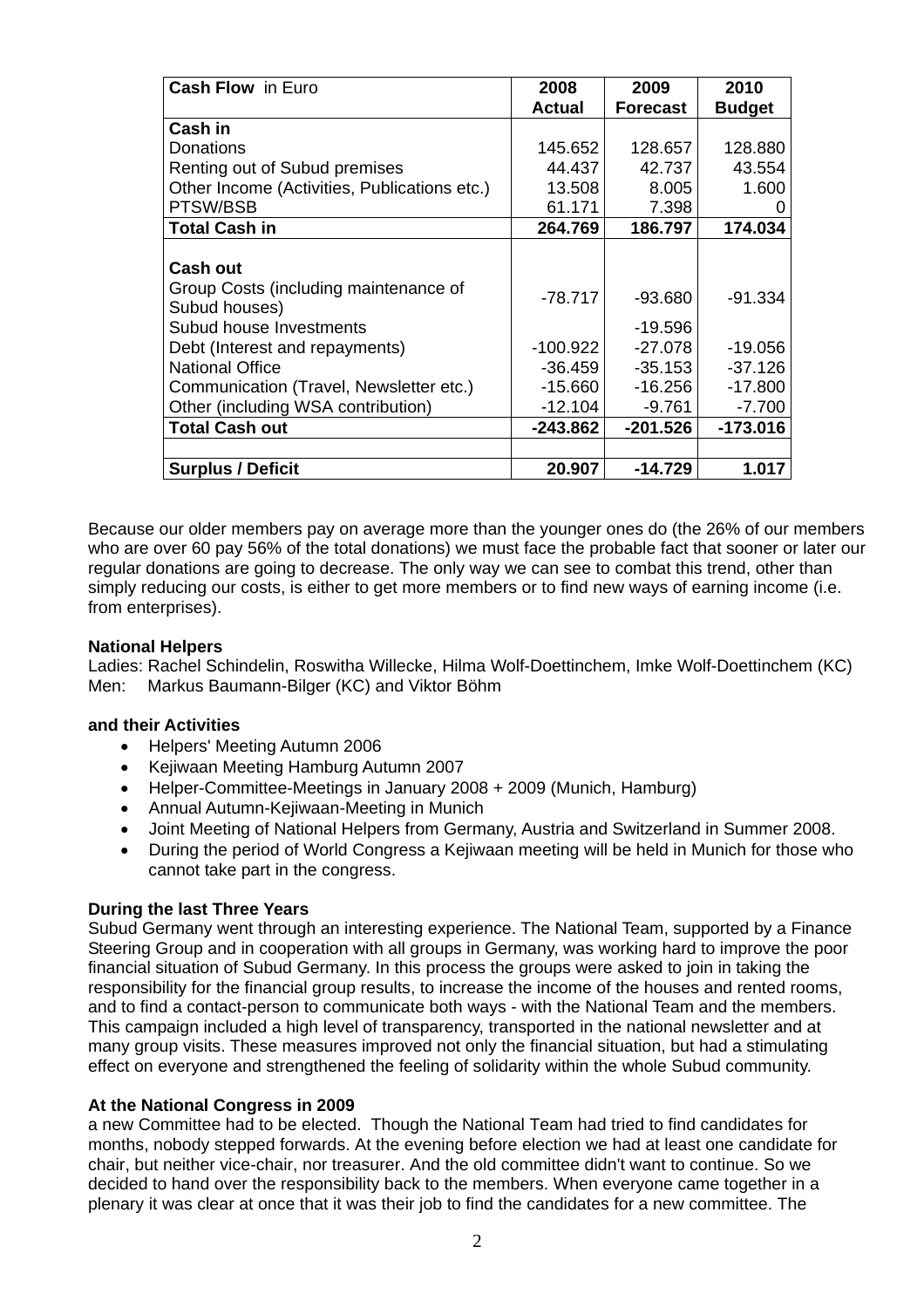| **Cash Flow** in Euro | **2008 Actual** | **2009 Forecast** | **2010 Budget** |
|---|---|---|---|
| **Cash in** | | | |
| Donations | 145.652 | 128.657 | 128.880 |
| Renting out of Subud premises | 44.437 | 42.737 | 43.554 |
| Other Income (Activities, Publications etc.) | 13.508 | 8.005 | 1.600 |
| PTSW/BSB | 61.171 | 7.398 | 0 |
| **Total Cash in** | **264.769** | **186.797** | **174.034** |
| | | | |
| **Cash out** | | | |
| Group Costs (including maintenance of Subud houses) | -78.717 | -93.680 | -91.334 |
| Subud house Investments | | -19.596 | |
| Debt (Interest and repayments) | -100.922 | -27.078 | -19.056 |
| National Office | -36.459 | -35.153 | -37.126 |
| Communication (Travel, Newsletter etc.) | -15.660 | -16.256 | -17.800 |
| Other (including WSA contribution) | -12.104 | -9.761 | -7.700 |
| **Total Cash out** | **-243.862** | **-201.526** | **-173.016** |
| | | | |
| **Surplus / Deficit** | **20.907** | **-14.729** | **1.017** |

Because our older members pay on average more than the younger ones do (the 26% of our members who are over 60 pay 56% of the total donations) we must face the probable fact that sooner or later our regular donations are going to decrease. The only way we can see to combat this trend, other than simply reducing our costs, is either to get more members or to find new ways of earning income (i.e. from enterprises).

**National Helpers**

Ladies: Rachel Schindelin, Roswitha Willecke, Hilma Wolf-Doettinchem, Imke Wolf-Doettinchem (KC)
Men: Markus Baumann-Bilger (KC) and Viktor Böhm

**and their Activities**

- Helpers' Meeting Autumn 2006
- Kejiwaan Meeting Hamburg Autumn 2007
- Helper-Committee-Meetings in January 2008 + 2009 (Munich, Hamburg)
- Annual Autumn-Kejiwaan-Meeting in Munich
- Joint Meeting of National Helpers from Germany, Austria and Switzerland in Summer 2008.
- During the period of World Congress a Kejiwaan meeting will be held in Munich for those who cannot take part in the congress.

**During the last Three Years**

Subud Germany went through an interesting experience. The National Team, supported by a Finance Steering Group and in cooperation with all groups in Germany, was working hard to improve the poor financial situation of Subud Germany. In this process the groups were asked to join in taking the responsibility for the financial group results, to increase the income of the houses and rented rooms, and to find a contact-person to communicate both ways - with the National Team and the members. This campaign included a high level of transparency, transported in the national newsletter and at many group visits. These measures improved not only the financial situation, but had a stimulating effect on everyone and strengthened the feeling of solidarity within the whole Subud community.

**At the National Congress in 2009**

a new Committee had to be elected. Though the National Team had tried to find candidates for months, nobody stepped forwards. At the evening before election we had at least one candidate for chair, but neither vice-chair, nor treasurer. And the old committee didn't want to continue. So we decided to hand over the responsibility back to the members. When everyone came together in a plenary it was clear at once that it was their job to find the candidates for a new committee. The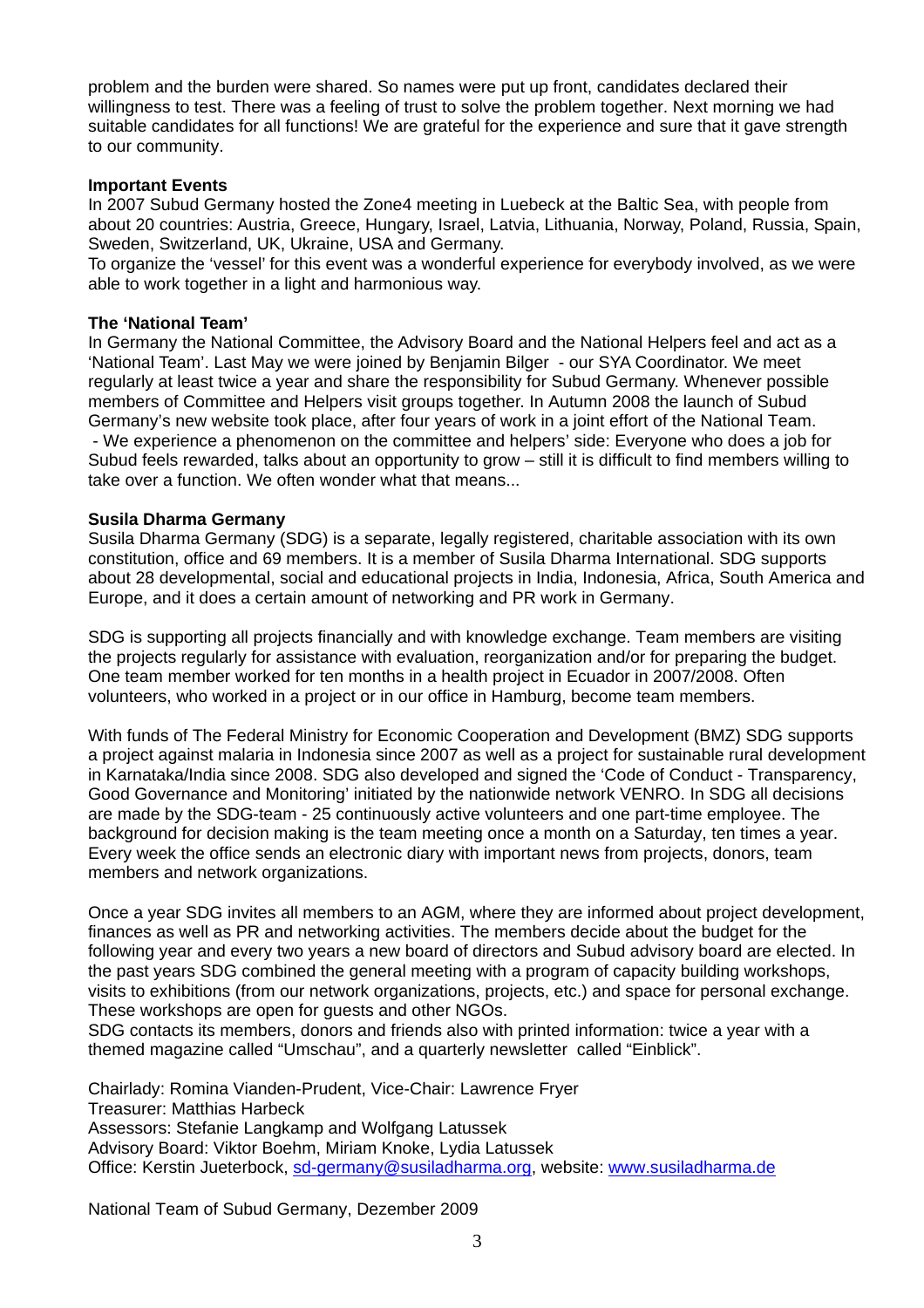problem and the burden were shared. So names were put up front, candidates declared their willingness to test. There was a feeling of trust to solve the problem together. Next morning we had suitable candidates for all functions! We are grateful for the experience and sure that it gave strength to our community.

**Important Events**

In 2007 Subud Germany hosted the Zone4 meeting in Luebeck at the Baltic Sea, with people from about 20 countries: Austria, Greece, Hungary, Israel, Latvia, Lithuania, Norway, Poland, Russia, Spain, Sweden, Switzerland, UK, Ukraine, USA and Germany.

To organize the 'vessel' for this event was a wonderful experience for everybody involved, as we were able to work together in a light and harmonious way.

**The 'National Team'**

In Germany the National Committee, the Advisory Board and the National Helpers feel and act as a 'National Team'. Last May we were joined by Benjamin Bilger - our SYA Coordinator. We meet regularly at least twice a year and share the responsibility for Subud Germany. Whenever possible members of Committee and Helpers visit groups together. In Autumn 2008 the launch of Subud Germany's new website took place, after four years of work in a joint effort of the National Team.

- We experience a phenomenon on the committee and helpers' side: Everyone who does a job for Subud feels rewarded, talks about an opportunity to grow – still it is difficult to find members willing to take over a function. We often wonder what that means...

**Susila Dharma Germany**

Susila Dharma Germany (SDG) is a separate, legally registered, charitable association with its own constitution, office and 69 members. It is a member of Susila Dharma International. SDG supports about 28 developmental, social and educational projects in India, Indonesia, Africa, South America and Europe, and it does a certain amount of networking and PR work in Germany.

SDG is supporting all projects financially and with knowledge exchange. Team members are visiting the projects regularly for assistance with evaluation, reorganization and/or for preparing the budget. One team member worked for ten months in a health project in Ecuador in 2007/2008. Often volunteers, who worked in a project or in our office in Hamburg, become team members.

With funds of The Federal Ministry for Economic Cooperation and Development (BMZ) SDG supports a project against malaria in Indonesia since 2007 as well as a project for sustainable rural development in Karnataka/India since 2008. SDG also developed and signed the 'Code of Conduct - Transparency, Good Governance and Monitoring' initiated by the nationwide network VENRO. In SDG all decisions are made by the SDG-team - 25 continuously active volunteers and one part-time employee. The background for decision making is the team meeting once a month on a Saturday, ten times a year. Every week the office sends an electronic diary with important news from projects, donors, team members and network organizations.

Once a year SDG invites all members to an AGM, where they are informed about project development, finances as well as PR and networking activities. The members decide about the budget for the following year and every two years a new board of directors and Subud advisory board are elected. In the past years SDG combined the general meeting with a program of capacity building workshops, visits to exhibitions (from our network organizations, projects, etc.) and space for personal exchange. These workshops are open for guests and other NGOs.

SDG contacts its members, donors and friends also with printed information: twice a year with a themed magazine called "Umschau", and a quarterly newsletter called "Einblick".

Chairlady: Romina Vianden-Prudent, Vice-Chair: Lawrence Fryer
Treasurer: Matthias Harbeck
Assessors: Stefanie Langkamp and Wolfgang Latussek
Advisory Board: Viktor Boehm, Miriam Knoke, Lydia Latussek
Office: Kerstin Jueterbock, sd-germany@susiladharma.org, website: www.susiladharma.de

National Team of Subud Germany, Dezember 2009